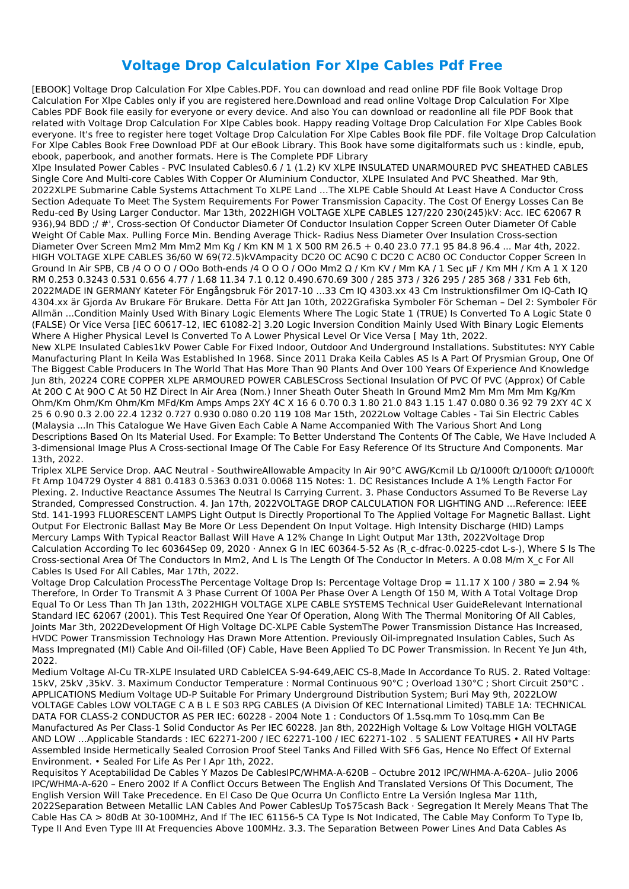# Voltage Drop Calculation For Xlpe Cables Pdf Free

[EBOOK] Voltage Drop Calculation For Xlpe Cables.PDF. You can download and read online PDF file Book Voltage Drop Calculation For Xlpe Cables only if you are registered here.Download and read online Voltage Drop Calculation For Xlpe Cables PDF Book file easily for everyone or every device. And also You can download or readonline all file PDF Book that related with Voltage Drop Calculation For Xlpe Cables book. Happy reading Voltage Drop Calculation For Xlpe Cables Book everyone. It's free to register here toget Voltage Drop Calculation For Xlpe Cables Book file PDF. file Voltage Drop Calculation For Xlpe Cables Book Free Download PDF at Our eBook Library. This Book have some digitalformats such us : kindle, epub, ebook, paperbook, and another formats. Here is The Complete PDF Library

Xlpe Insulated Power Cables - PVC Insulated Cables0.6 / 1 (1.2) KV XLPE INSULATED UNARMOURED PVC SHEATHED CABLES Single Core And Multi-core Cables With Copper Or Aluminium Conductor, XLPE Insulated And PVC Sheathed. Mar 9th, 2022XLPE Submarine Cable Systems Attachment To XLPE Land …The XLPE Cable Should At Least Have A Conductor Cross Section Adequate To Meet The System Requirements For Power Transmission Capacity. The Cost Of Energy Losses Can Be Redu-ced By Using Larger Conductor. Mar 13th, 2022HIGH VOLTAGE XLPE CABLES 127/220 230(245)kV: Acc. IEC 62067 R 936),94 BDD ;/ #', Cross-section Of Conductor Diameter Of Conductor Insulation Copper Screen Outer Diameter Of Cable Weight Of Cable Max. Pulling Force Min. Bending Average Thick- Radius Ness Diameter Over Insulation Cross-section Diameter Over Screen Mm2 Mm Mm2 Mm Kg / Km KN M 1 X 500 RM 26.5 + 0.40 23.0 77.1 95 84.8 96.4 ... Mar 4th, 2022. HIGH VOLTAGE XLPE CABLES 36/60 W 69(72.5)kVAmpacity DC20 OC AC90 C DC20 C AC80 OC Conductor Copper Screen In Ground In Air SPB, CB /4 O O O / OOo Both-ends /4 O O O / OOo Mm2 Ω / Km KV / Mm KA / 1 Sec µF / Km MH / Km A 1 X 120 RM 0.253 0.3243 0.531 0.656 4.77 / 1.68 11.34 7.1 0.12 0.490.670.69 300 / 285 373 / 326 295 / 285 368 / 331 Feb 6th, 2022MADE IN GERMANY Kateter För Engångsbruk För 2017-10 …33 Cm IQ 4303.xx 43 Cm Instruktionsfilmer Om IQ-Cath IQ 4304.xx är Gjorda Av Brukare För Brukare. Detta För Att Jan 10th, 2022Grafiska Symboler För Scheman – Del 2: Symboler För Allmän ...Condition Mainly Used With Binary Logic Elements Where The Logic State 1 (TRUE) Is Converted To A Logic State 0 (FALSE) Or Vice Versa [IEC 60617-12, IEC 61082-2] 3.20 Logic Inversion Condition Mainly Used With Binary Logic Elements Where A Higher Physical Level Is Converted To A Lower Physical Level Or Vice Versa [ May 1th, 2022.

New XLPE Insulated Cables1kV Power Cable For Fixed Indoor, Outdoor And Underground Installations. Substitutes: NYY Cable Manufacturing Plant In Keila Was Established In 1968. Since 2011 Draka Keila Cables AS Is A Part Of Prysmian Group, One Of The Biggest Cable Producers In The World That Has More Than 90 Plants And Over 100 Years Of Experience And Knowledge Jun 8th, 20224 CORE COPPER XLPE ARMOURED POWER CABLESCross Sectional Insulation Of PVC Of PVC (Approx) Of Cable At 20O C At 90O C At 50 HZ Direct In Air Area (Nom.) Inner Sheath Outer Sheath In Ground Mm2 Mm Mm Mm Mm Kg/Km Ohm/Km Ohm/Km Ohm/Km MFd/Km Amps Amps 2XY 4C X 16 6 0.70 0.3 1.80 21.0 843 1.15 1.47 0.080 0.36 92 79 2XY 4C X 25 6 0.90 0.3 2.00 22.4 1232 0.727 0.930 0.080 0.20 119 108 Mar 15th, 2022Low Voltage Cables - Tai Sin Electric Cables (Malaysia ...In This Catalogue We Have Given Each Cable A Name Accompanied With The Various Short And Long Descriptions Based On Its Material Used. For Example: To Better Understand The Contents Of The Cable, We Have Included A 3-dimensional Image Plus A Cross-sectional Image Of The Cable For Easy Reference Of Its Structure And Components. Mar 13th, 2022.

Triplex XLPE Service Drop. AAC Neutral - SouthwireAllowable Ampacity In Air 90°C AWG/Kcmil Lb Ω/1000ft Ω/1000ft Ω/1000ft Ft Amp 104729 Oyster 4 881 0.4183 0.5363 0.031 0.0068 115 Notes: 1. DC Resistances Include A 1% Length Factor For Plexing. 2. Inductive Reactance Assumes The Neutral Is Carrying Current. 3. Phase Conductors Assumed To Be Reverse Lay Stranded, Compressed Construction. 4. Jan 17th, 2022VOLTAGE DROP CALCULATION FOR LIGHTING AND …Reference: IEEE Std. 141-1993 FLUORESCENT LAMPS Light Output Is Directly Proportional To The Applied Voltage For Magnetic Ballast. Light Output For Electronic Ballast May Be More Or Less Dependent On Input Voltage. High Intensity Discharge (HID) Lamps Mercury Lamps With Typical Reactor Ballast Will Have A 12% Change In Light Output Mar 13th, 2022Voltage Drop Calculation According To Iec 60364Sep 09, 2020 · Annex G In IEC 60364-5-52 As (R_c-dfrac-0.0225-cdot L-s-), Where S Is The Cross-sectional Area Of The Conductors In Mm2, And L Is The Length Of The Conductor In Meters. A 0.08 M/m X_c For All Cables Is Used For All Cables, Mar 17th, 2022.

Voltage Drop Calculation ProcessThe Percentage Voltage Drop Is: Percentage Voltage Drop = 11.17 X 100 / 380 = 2.94 % Therefore, In Order To Transmit A 3 Phase Current Of 100A Per Phase Over A Length Of 150 M, With A Total Voltage Drop Equal To Or Less Than Th Jan 13th, 2022HIGH VOLTAGE XLPE CABLE SYSTEMS Technical User GuideRelevant International Standard IEC 62067 (2001). This Test Required One Year Of Operation, Along With The Thermal Monitoring Of All Cables, Joints Mar 3th, 2022Development Of High Voltage DC-XLPE Cable SystemThe Power Transmission Distance Has Increased, HVDC Power Transmission Technology Has Drawn More Attention. Previously Oil-impregnated Insulation Cables, Such As Mass Impregnated (MI) Cable And Oil-filled (OF) Cable, Have Been Applied To DC Power Transmission. In Recent Ye Jun 4th, 2022.

Medium Voltage Al-Cu TR-XLPE Insulated URD CableICEA S-94-649,AEIC CS-8,Made In Accordance To RUS. 2. Rated Voltage: 15kV, 25kV ,35kV. 3. Maximum Conductor Temperature : Normal Continuous 90°C ; Overload 130°C ; Short Circuit 250°C . APPLICATIONS Medium Voltage UD-P Suitable For Primary Underground Distribution System; Buri May 9th, 2022LOW VOLTAGE Cables LOW VOLTAGE C A B L E S03 RPG CABLES (A Division Of KEC International Limited) TABLE 1A: TECHNICAL DATA FOR CLASS-2 CONDUCTOR AS PER IEC: 60228 - 2004 Note 1 : Conductors Of 1.5sq.mm To 10sq.mm Can Be Manufactured As Per Class-1 Solid Conductor As Per IEC 60228. Jan 8th, 2022High Voltage & Low Voltage HIGH VOLTAGE AND LOW …Applicable Standards : IEC 62271-200 / IEC 62271-100 / IEC 62271-102 . 5 SALIENT FEATURES • All HV Parts Assembled Inside Hermetically Sealed Corrosion Proof Steel Tanks And Filled With SF6 Gas, Hence No Effect Of External Environment. • Sealed For Life As Per I Apr 1th, 2022.

Requisitos Y Aceptabilidad De Cables Y Mazos De CablesIPC/WHMA-A-620B – Octubre 2012 IPC/WHMA-A-620A– Julio 2006 IPC/WHMA-A-620 – Enero 2002 If A Conflict Occurs Between The English And Translated Versions Of This Document, The English Version Will Take Precedence. En El Caso De Que Ocurra Un Conflicto Entre La Versión Inglesa Mar 11th, 2022Separation Between Metallic LAN Cables And Power CablesUp To$75cash Back · Segregation It Merely Means That The Cable Has CA > 80dB At 30-100MHz, And If The IEC 61156-5 CA Type Is Not Indicated, The Cable May Conform To Type Ib, Type II And Even Type III At Frequencies Above 100MHz. 3.3. The Separation Between Power Lines And Data Cables As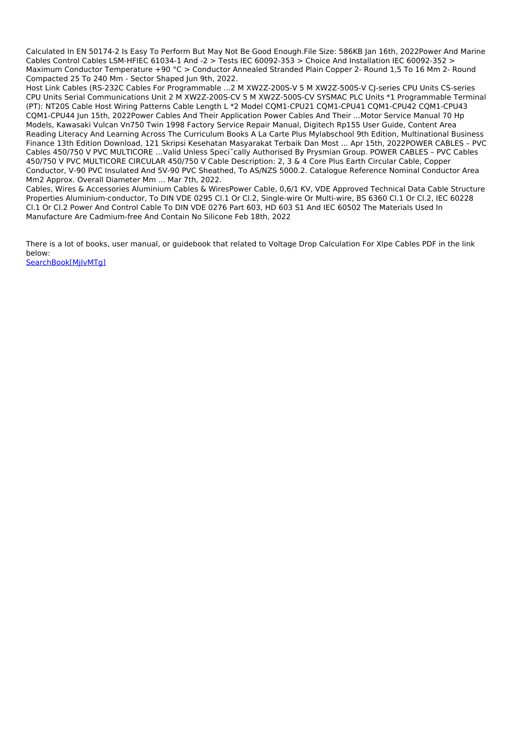Calculated In EN 50174-2 Is Easy To Perform But May Not Be Good Enough.File Size: 586KB Jan 16th, 2022Power And Marine Cables Control Cables LSM-HFIEC 61034-1 And -2 > Tests IEC 60092-353 > Choice And Installation IEC 60092-352 > Maximum Conductor Temperature +90 °C > Conductor Annealed Stranded Plain Copper 2- Round 1,5 To 16 Mm 2- Round Compacted 25 To 240 Mm - Sector Shaped Jun 9th, 2022.

Host Link Cables (RS-232C Cables For Programmable ...2 M XW2Z-200S-V 5 M XW2Z-500S-V CJ-series CPU Units CS-series CPU Units Serial Communications Unit 2 M XW2Z-200S-CV 5 M XW2Z-500S-CV SYSMAC PLC Units *1 Programmable Terminal (PT): NT20S Cable Host Wiring Patterns Cable Length L *2 Model CQM1-CPU21 CQM1-CPU41 CQM1-CPU42 CQM1-CPU43 CQM1-CPU44 Jun 15th, 2022Power Cables And Their Application Power Cables And Their ...Motor Service Manual 70 Hp Models, Kawasaki Vulcan Vn750 Twin 1998 Factory Service Repair Manual, Digitech Rp155 User Guide, Content Area Reading Literacy And Learning Across The Curriculum Books A La Carte Plus Mylabschool 9th Edition, Multinational Business Finance 13th Edition Download, 121 Skripsi Kesehatan Masyarakat Terbaik Dan Most ... Apr 15th, 2022POWER CABLES – PVC Cables 450/750 V PVC MULTICORE ...Valid Unless Speci˜cally Authorised By Prysmian Group. POWER CABLES – PVC Cables 450/750 V PVC MULTICORE CIRCULAR 450/750 V Cable Description: 2, 3 & 4 Core Plus Earth Circular Cable, Copper Conductor, V-90 PVC Insulated And 5V-90 PVC Sheathed, To AS/NZS 5000.2. Catalogue Reference Nominal Conductor Area Mm2 Approx. Overall Diameter Mm ... Mar 7th, 2022.

Cables, Wires & Accessories Aluminium Cables & WiresPower Cable, 0,6/1 KV, VDE Approved Technical Data Cable Structure Properties Aluminium-conductor, To DIN VDE 0295 Cl.1 Or Cl.2, Single-wire Or Multi-wire, BS 6360 Cl.1 Or Cl.2, IEC 60228 Cl.1 Or Cl.2 Power And Control Cable To DIN VDE 0276 Part 603, HD 603 S1 And IEC 60502 The Materials Used In Manufacture Are Cadmium-free And Contain No Silicone Feb 18th, 2022

There is a lot of books, user manual, or guidebook that related to Voltage Drop Calculation For Xlpe Cables PDF in the link below:
SearchBook[MjIvMTg]